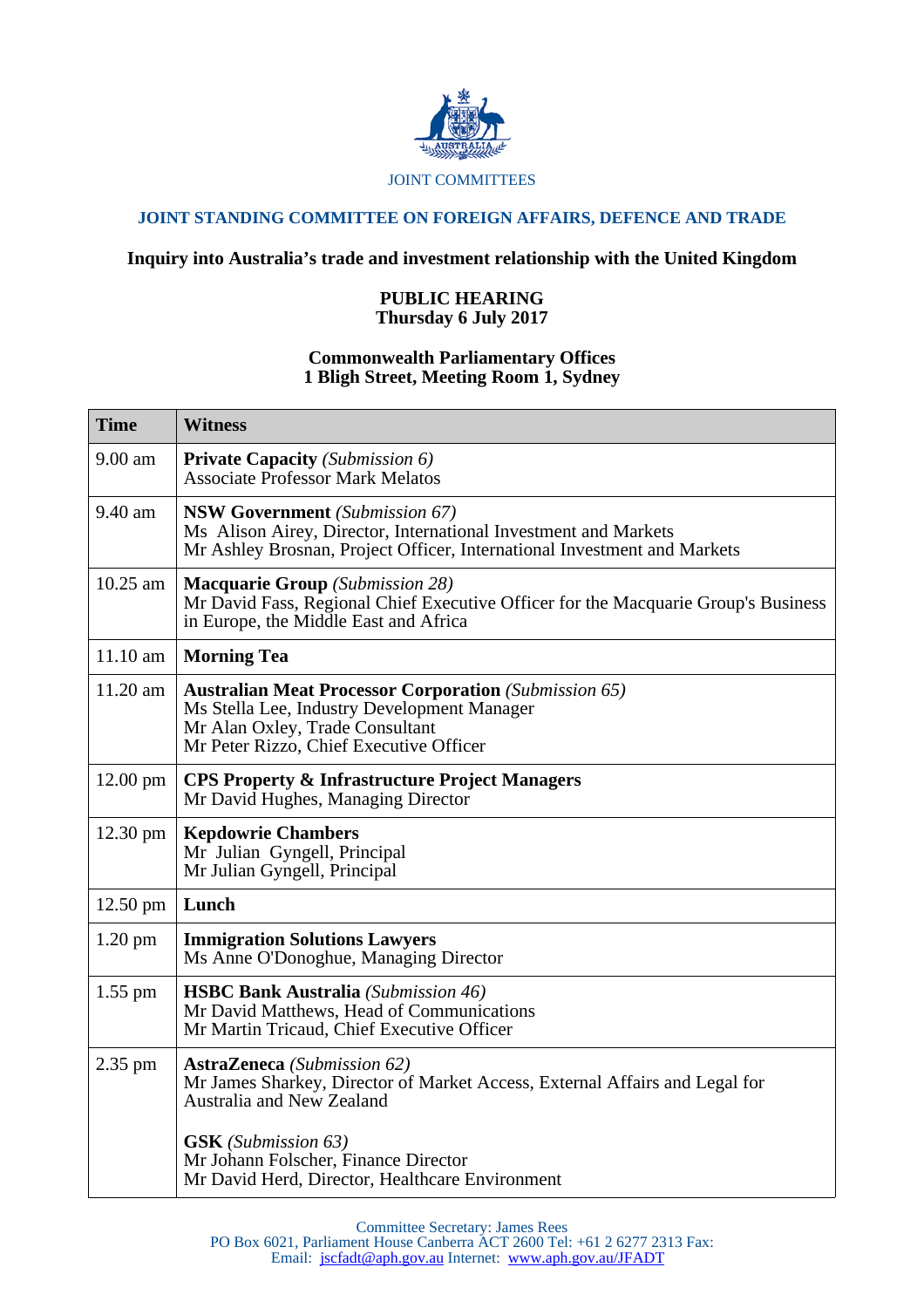JOINT COMMITTEES

## JOINT STANDING COMMITTEE ON FOREIGN AFFAIRS, DEFENCE AND TRADE

### Inquiry into Australia's trade and investment relationship with the United Kingdom

**PUBLIC HEARING**
**Thursday 6 July 2017**

**Commonwealth Parliamentary Offices**
**1 Bligh Street, Meeting Room 1, Sydney**

| Time | Witness |
|---|---|
| 9.00 am | **Private Capacity** *(Submission 6)*<br>Associate Professor Mark Melatos |
| 9.40 am | **NSW Government** *(Submission 67)*<br>Ms Alison Airey, Director, International Investment and Markets<br>Mr Ashley Brosnan, Project Officer, International Investment and Markets |
| 10.25 am | **Macquarie Group** *(Submission 28)*<br>Mr David Fass, Regional Chief Executive Officer for the Macquarie Group's Business in Europe, the Middle East and Africa |
| 11.10 am | **Morning Tea** |
| 11.20 am | **Australian Meat Processor Corporation** *(Submission 65)*<br>Ms Stella Lee, Industry Development Manager<br>Mr Alan Oxley, Trade Consultant<br>Mr Peter Rizzo, Chief Executive Officer |
| 12.00 pm | **CPS Property & Infrastructure Project Managers**<br>Mr David Hughes, Managing Director |
| 12.30 pm | **Kepdowrie Chambers**<br>Mr Julian Gyngell, Principal<br>Mr Julian Gyngell, Principal |
| 12.50 pm | **Lunch** |
| 1.20 pm | **Immigration Solutions Lawyers**<br>Ms Anne O'Donoghue, Managing Director |
| 1.55 pm | **HSBC Bank Australia** *(Submission 46)*<br>Mr David Matthews, Head of Communications<br>Mr Martin Tricaud, Chief Executive Officer |
| 2.35 pm | **AstraZeneca** *(Submission 62)*<br>Mr James Sharkey, Director of Market Access, External Affairs and Legal for Australia and New Zealand<br><br>**GSK** *(Submission 63)*<br>Mr Johann Folscher, Finance Director<br>Mr David Herd, Director, Healthcare Environment |

Committee Secretary: James Rees
PO Box 6021, Parliament House Canberra ACT 2600 Tel: +61 2 6277 2313 Fax:
Email: jscfadt@aph.gov.au Internet: www.aph.gov.au/JFADT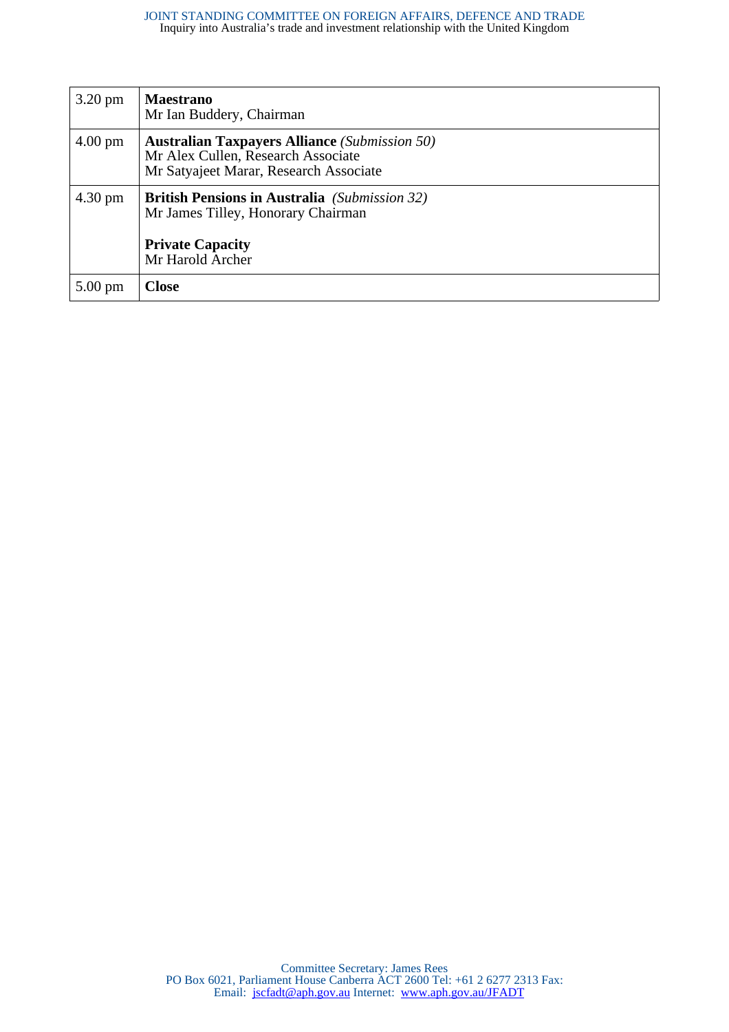| | |
|---|---|
| 3.20 pm | **Maestrano**<br>Mr Ian Buddery, Chairman |
| 4.00 pm | **Australian Taxpayers Alliance** *(Submission 50)*<br>Mr Alex Cullen, Research Associate<br>Mr Satyajeet Marar, Research Associate |
| 4.30 pm | **British Pensions in Australia** *(Submission 32)*<br>Mr James Tilley, Honorary Chairman<br><br>**Private Capacity**<br>Mr Harold Archer |
| 5.00 pm | **Close** |

Committee Secretary: James Rees
PO Box 6021, Parliament House Canberra ACT 2600 Tel: +61 2 6277 2313 Fax:
Email: jscfadt@aph.gov.au Internet: www.aph.gov.au/JFADT